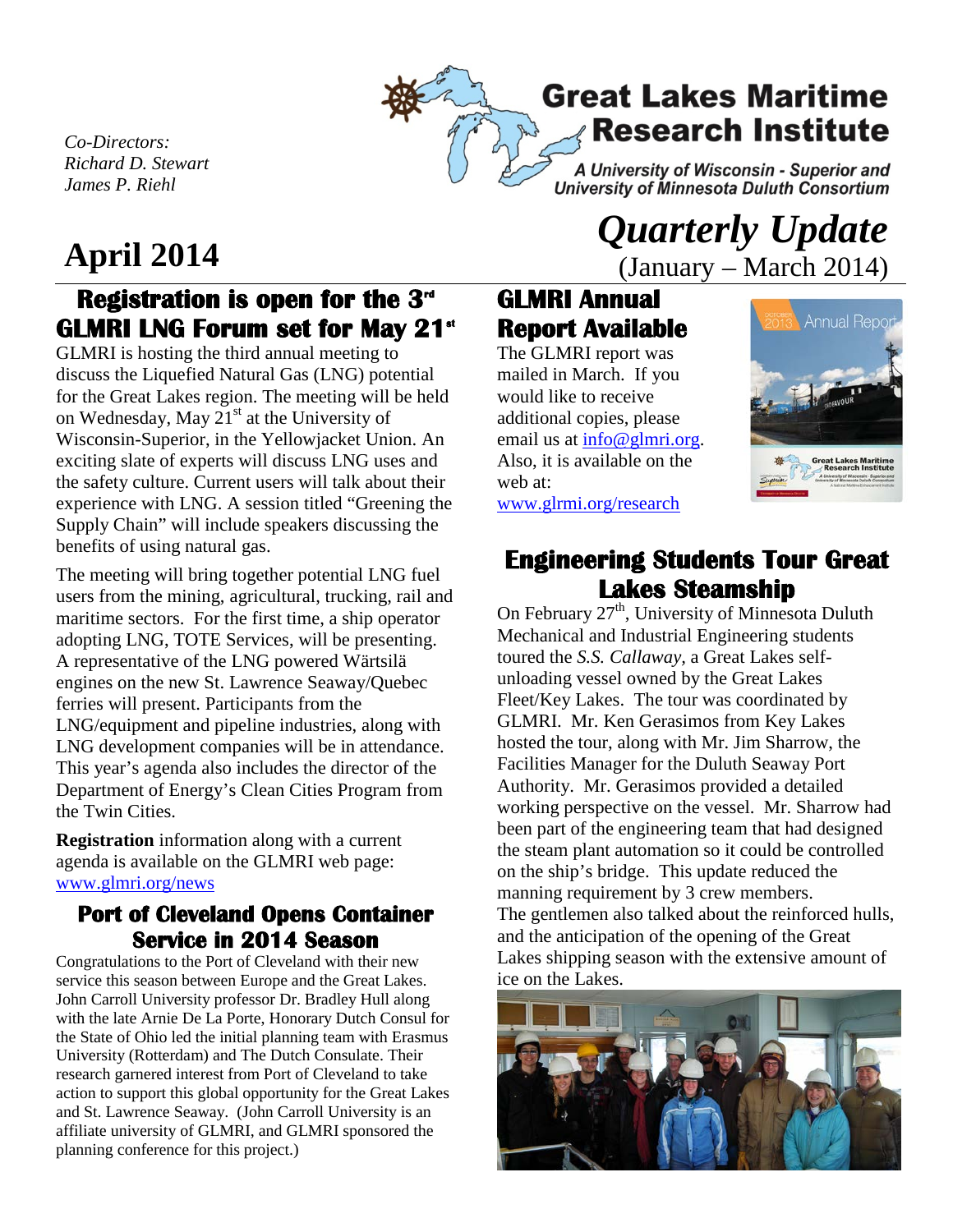*Co-Directors:*
*Richard D. Stewart*
*James P. Riehl*

# Great Lakes Maritime Research Institute

*A University of Wisconsin - Superior and University of Minnesota Duluth Consortium*

# April 2014

# *Quarterly Update*

(January – March 2014)

## Registration is open for the 3rd GLMRI LNG Forum set for May 21st

GLMRI is hosting the third annual meeting to discuss the Liquefied Natural Gas (LNG) potential for the Great Lakes region. The meeting will be held on Wednesday, May 21st at the University of Wisconsin-Superior, in the Yellowjacket Union. An exciting slate of experts will discuss LNG uses and the safety culture. Current users will talk about their experience with LNG. A session titled "Greening the Supply Chain" will include speakers discussing the benefits of using natural gas.

The meeting will bring together potential LNG fuel users from the mining, agricultural, trucking, rail and maritime sectors. For the first time, a ship operator adopting LNG, TOTE Services, will be presenting. A representative of the LNG powered Wärtsilä engines on the new St. Lawrence Seaway/Quebec ferries will present. Participants from the LNG/equipment and pipeline industries, along with LNG development companies will be in attendance. This year's agenda also includes the director of the Department of Energy's Clean Cities Program from the Twin Cities.

**Registration** information along with a current agenda is available on the GLMRI web page: www.glmri.org/news

## Port of Cleveland Opens Container Service in 2014 Season

Congratulations to the Port of Cleveland with their new service this season between Europe and the Great Lakes. John Carroll University professor Dr. Bradley Hull along with the late Arnie De La Porte, Honorary Dutch Consul for the State of Ohio led the initial planning team with Erasmus University (Rotterdam) and The Dutch Consulate. Their research garnered interest from Port of Cleveland to take action to support this global opportunity for the Great Lakes and St. Lawrence Seaway. (John Carroll University is an affiliate university of GLMRI, and GLMRI sponsored the planning conference for this project.)

## GLMRI Annual Report Available

The GLMRI report was mailed in March. If you would like to receive additional copies, please email us at info@glmri.org. Also, it is available on the web at: www.glrmi.org/research

## Engineering Students Tour Great Lakes Steamship

On February 27th, University of Minnesota Duluth Mechanical and Industrial Engineering students toured the *S.S. Callaway,* a Great Lakes self-unloading vessel owned by the Great Lakes Fleet/Key Lakes. The tour was coordinated by GLMRI. Mr. Ken Gerasimos from Key Lakes hosted the tour, along with Mr. Jim Sharrow, the Facilities Manager for the Duluth Seaway Port Authority. Mr. Gerasimos provided a detailed working perspective on the vessel. Mr. Sharrow had been part of the engineering team that had designed the steam plant automation so it could be controlled on the ship's bridge. This update reduced the manning requirement by 3 crew members. The gentlemen also talked about the reinforced hulls, and the anticipation of the opening of the Great Lakes shipping season with the extensive amount of ice on the Lakes.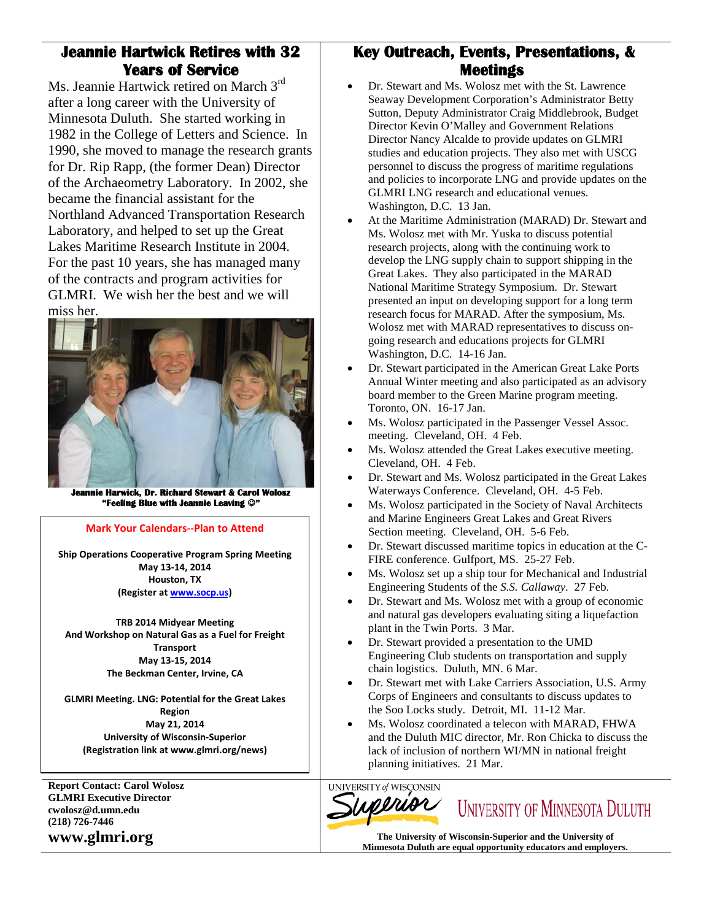## Jeannie Hartwick Retires with 32 Years of Service

Ms. Jeannie Hartwick retired on March 3rd after a long career with the University of Minnesota Duluth. She started working in 1982 in the College of Letters and Science. In 1990, she moved to manage the research grants for Dr. Rip Rapp, (the former Dean) Director of the Archaeometry Laboratory. In 2002, she became the financial assistant for the Northland Advanced Transportation Research Laboratory, and helped to set up the Great Lakes Maritime Research Institute in 2004. For the past 10 years, she has managed many of the contracts and program activities for GLMRI. We wish her the best and we will miss her.

**Jeannie Harwick, Dr. Richard Stewart & Carol Wolosz**
**"Feeling Blue with Jeannie Leaving ☺"**

### Mark Your Calendars--Plan to Attend

**Ship Operations Cooperative Program Spring Meeting**
**May 13-14, 2014**
**Houston, TX**
**(Register at www.socp.us)**

**TRB 2014 Midyear Meeting**
**And Workshop on Natural Gas as a Fuel for Freight Transport**
**May 13-15, 2014**
**The Beckman Center, Irvine, CA**

**GLMRI Meeting. LNG: Potential for the Great Lakes Region**
**May 21, 2014**
**University of Wisconsin-Superior**
**(Registration link at www.glmri.org/news)**

**Report Contact: Carol Wolosz**
**GLMRI Executive Director**
**cwolosz@d.umn.edu**
**(218) 726-7446**
**www.glmri.org**

## Key Outreach, Events, Presentations, & Meetings

- Dr. Stewart and Ms. Wolosz met with the St. Lawrence Seaway Development Corporation's Administrator Betty Sutton, Deputy Administrator Craig Middlebrook, Budget Director Kevin O'Malley and Government Relations Director Nancy Alcalde to provide updates on GLMRI studies and education projects. They also met with USCG personnel to discuss the progress of maritime regulations and policies to incorporate LNG and provide updates on the GLMRI LNG research and educational venues. Washington, D.C. 13 Jan.
- At the Maritime Administration (MARAD) Dr. Stewart and Ms. Wolosz met with Mr. Yuska to discuss potential research projects, along with the continuing work to develop the LNG supply chain to support shipping in the Great Lakes. They also participated in the MARAD National Maritime Strategy Symposium. Dr. Stewart presented an input on developing support for a long term research focus for MARAD. After the symposium, Ms. Wolosz met with MARAD representatives to discuss on-going research and educations projects for GLMRI Washington, D.C. 14-16 Jan.
- Dr. Stewart participated in the American Great Lake Ports Annual Winter meeting and also participated as an advisory board member to the Green Marine program meeting. Toronto, ON. 16-17 Jan.
- Ms. Wolosz participated in the Passenger Vessel Assoc. meeting. Cleveland, OH. 4 Feb.
- Ms. Wolosz attended the Great Lakes executive meeting. Cleveland, OH. 4 Feb.
- Dr. Stewart and Ms. Wolosz participated in the Great Lakes Waterways Conference. Cleveland, OH. 4-5 Feb.
- Ms. Wolosz participated in the Society of Naval Architects and Marine Engineers Great Lakes and Great Rivers Section meeting. Cleveland, OH. 5-6 Feb.
- Dr. Stewart discussed maritime topics in education at the C-FIRE conference. Gulfport, MS. 25-27 Feb.
- Ms. Wolosz set up a ship tour for Mechanical and Industrial Engineering Students of the *S.S. Callaway*. 27 Feb.
- Dr. Stewart and Ms. Wolosz met with a group of economic and natural gas developers evaluating siting a liquefaction plant in the Twin Ports. 3 Mar.
- Dr. Stewart provided a presentation to the UMD Engineering Club students on transportation and supply chain logistics. Duluth, MN. 6 Mar.
- Dr. Stewart met with Lake Carriers Association, U.S. Army Corps of Engineers and consultants to discuss updates to the Soo Locks study. Detroit, MI. 11-12 Mar.
- Ms. Wolosz coordinated a telecon with MARAD, FHWA and the Duluth MIC director, Mr. Ron Chicka to discuss the lack of inclusion of northern WI/MN in national freight planning initiatives. 21 Mar.

UNIVERSITY *of* WISCONSIN Superior    UNIVERSITY OF MINNESOTA DULUTH

**The University of Wisconsin-Superior and the University of Minnesota Duluth are equal opportunity educators and employers.**